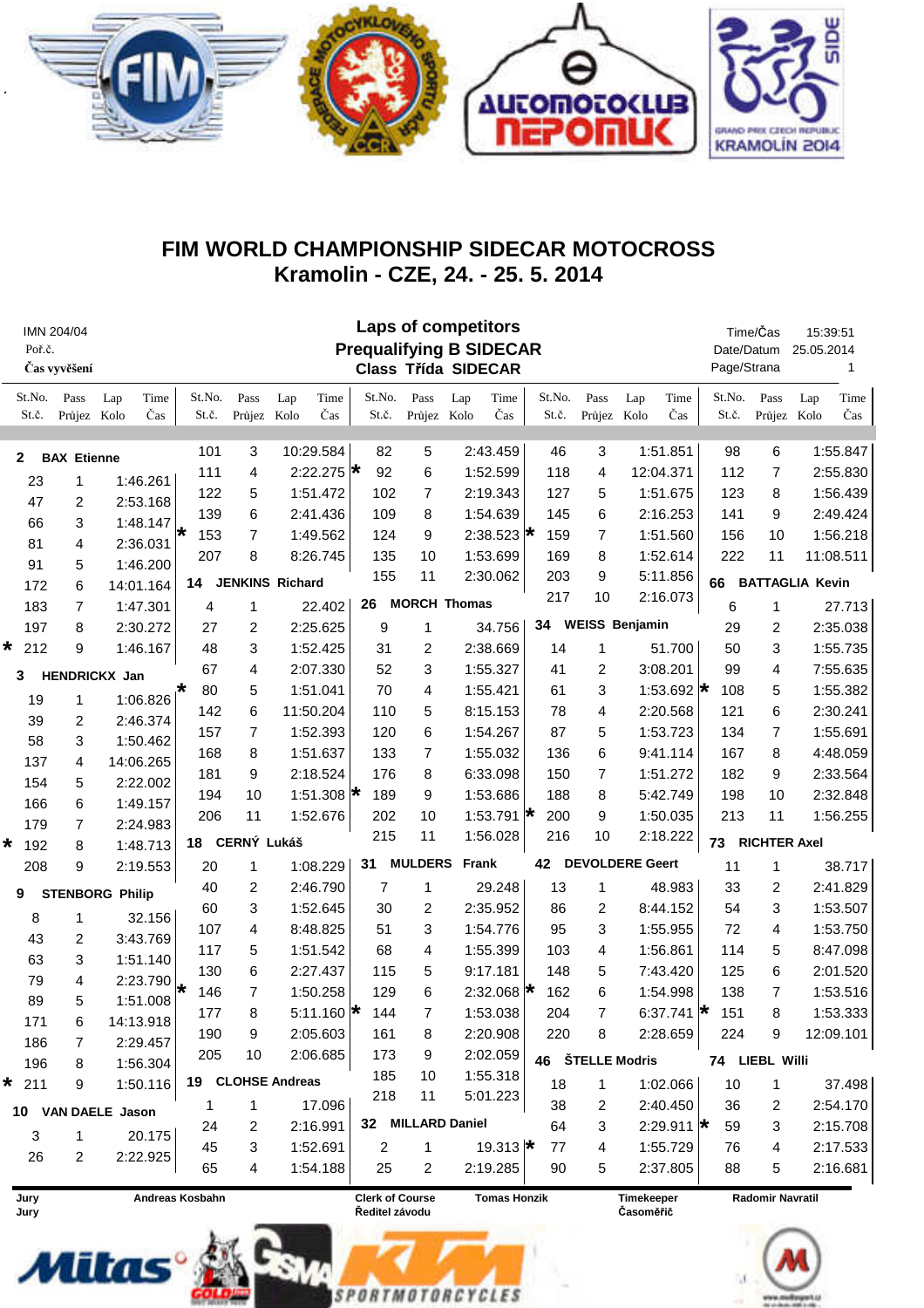# FIM WORLD CHAMPIONSHIP SIDECAR MOTOCROSS
## Kramolin - CZE, 24. - 25. 5. 2014

IMN 204/04
Poř.č.
Čas vyvěšení

**Laps of competitors**
**Prequalifying B SIDECAR**
**Class Třída SIDECAR**

Time/Čas 15:39:51
Date/Datum 25.05.2014
Page/Strana 1

St.No. St.č. | Pass Průjez | Lap Kolo | Time Čas

**2 BAX Etienne**

| Pass | Lap | Time |
|---|---|---|
| 23 | 1 | 1:46.261 |
| 47 | 2 | 2:53.168 |
| 66 | 3 | 1:48.147 |
| 81 | 4 | 2:36.031 |
| 91 | 5 | 1:46.200 |
| 172 | 6 | 14:01.164 |
| 183 | 7 | 1:47.301 |
| 197 | 8 | 2:30.272 |
| * 212 | 9 | 1:46.167 |

**3 HENDRICKX Jan**

| Pass | Lap | Time |
|---|---|---|
| 19 | 1 | 1:06.826 |
| 39 | 2 | 2:46.374 |
| 58 | 3 | 1:50.462 |
| 137 | 4 | 14:06.265 |
| 154 | 5 | 2:22.002 |
| 166 | 6 | 1:49.157 |
| 179 | 7 | 2:24.983 |
| * 192 | 8 | 1:48.713 |
| 208 | 9 | 2:19.553 |

**9 STENBORG Philip**

| Pass | Lap | Time |
|---|---|---|
| 8 | 1 | 32.156 |
| 43 | 2 | 3:43.769 |
| 63 | 3 | 1:51.140 |
| 79 | 4 | 2:23.790 |
| 89 | 5 | 1:51.008 |
| 171 | 6 | 14:13.918 |
| 186 | 7 | 2:29.457 |
| 196 | 8 | 1:56.304 |
| * 211 | 9 | 1:50.116 |

**10 VAN DAELE Jason**

| Pass | Lap | Time |
|---|---|---|
| 3 | 1 | 20.175 |
| 26 | 2 | 2:22.925 |
| 101 | 3 | 10:29.584 |
| 111 | 4 | 2:22.275 * |
| 122 | 5 | 1:51.472 |
| 139 | 6 | 2:41.436 |
| * 153 | 7 | 1:49.562 |
| 207 | 8 | 8:26.745 |

**14 JENKINS Richard**

| Pass | Lap | Time |
|---|---|---|
| 4 | 1 | 22.402 |
| 27 | 2 | 2:25.625 |
| 48 | 3 | 1:52.425 |
| 67 | 4 | 2:07.330 |
| * 80 | 5 | 1:51.041 |
| 142 | 6 | 11:50.204 |
| 157 | 7 | 1:52.393 |
| 168 | 8 | 1:51.637 |
| 181 | 9 | 2:18.524 |
| 194 | 10 | 1:51.308 * |
| 206 | 11 | 1:52.676 |

**18 CERNÝ Lukáš**

| Pass | Lap | Time |
|---|---|---|
| 20 | 1 | 1:08.229 |
| 40 | 2 | 2:46.790 |
| 60 | 3 | 1:52.645 |
| 107 | 4 | 8:48.825 |
| 117 | 5 | 1:51.542 |
| 130 | 6 | 2:27.437 |
| * 146 | 7 | 1:50.258 |
| 177 | 8 | 5:11.160 * |
| 190 | 9 | 2:05.603 |
| 205 | 10 | 2:06.685 |

**19 CLOHSE Andreas**

| Pass | Lap | Time |
|---|---|---|
| 1 | 1 | 17.096 |
| 24 | 2 | 2:16.991 |
| 45 | 3 | 1:52.691 |
| 65 | 4 | 1:54.188 |
| 82 | 5 | 2:43.459 |
| 92 | 6 | 1:52.599 |
| 102 | 7 | 2:19.343 |
| 109 | 8 | 1:54.639 |
| 124 | 9 | 2:38.523 * |
| 135 | 10 | 1:53.699 |
| 155 | 11 | 2:30.062 |

**26 MORCH Thomas**

| Pass | Lap | Time |
|---|---|---|
| 9 | 1 | 34.756 |
| 31 | 2 | 2:38.669 |
| 52 | 3 | 1:55.327 |
| 70 | 4 | 1:55.421 |
| 110 | 5 | 8:15.153 |
| 120 | 6 | 1:54.267 |
| 133 | 7 | 1:55.032 |
| 176 | 8 | 6:33.098 |
| 189 | 9 | 1:53.686 |
| 202 | 10 | 1:53.791 * |
| 215 | 11 | 1:56.028 |

**31 MULDERS Frank**

| Pass | Lap | Time |
|---|---|---|
| 7 | 1 | 29.248 |
| 30 | 2 | 2:35.952 |
| 51 | 3 | 1:54.776 |
| 68 | 4 | 1:55.399 |
| 115 | 5 | 9:17.181 |
| 129 | 6 | 2:32.068 * |
| 144 | 7 | 1:53.038 |
| 161 | 8 | 2:20.908 |
| 173 | 9 | 2:02.059 |
| 185 | 10 | 1:55.318 |
| 218 | 11 | 5:01.223 |

**32 MILLARD Daniel**

| Pass | Lap | Time |
|---|---|---|
| 2 | 1 | 19.313 * |
| 25 | 2 | 2:19.285 |
| 46 | 3 | 1:51.851 |
| 118 | 4 | 12:04.371 |
| 127 | 5 | 1:51.675 |
| 145 | 6 | 2:16.253 |
| * 159 | 7 | 1:51.560 |
| 169 | 8 | 1:52.614 |
| 203 | 9 | 5:11.856 |
| 217 | 10 | 2:16.073 |

**34 WEISS Benjamin**

| Pass | Lap | Time |
|---|---|---|
| 14 | 1 | 51.700 |
| 41 | 2 | 3:08.201 |
| 61 | 3 | 1:53.692 * |
| 78 | 4 | 2:20.568 |
| 87 | 5 | 1:53.723 |
| 136 | 6 | 9:41.114 |
| 150 | 7 | 1:51.272 |
| 188 | 8 | 5:42.749 |
| * 200 | 9 | 1:50.035 |
| 216 | 10 | 2:18.222 |

**42 DEVOLDERE Geert**

| Pass | Lap | Time |
|---|---|---|
| 13 | 1 | 48.983 |
| 86 | 2 | 8:44.152 |
| 95 | 3 | 1:55.955 |
| 103 | 4 | 1:56.861 |
| 148 | 5 | 7:43.420 |
| * 162 | 6 | 1:54.998 |
| 204 | 7 | 6:37.741 * |
| 220 | 8 | 2:28.659 |

**46 ŠTELLE Modris**

| Pass | Lap | Time |
|---|---|---|
| 18 | 1 | 1:02.066 |
| 38 | 2 | 2:40.450 |
| 64 | 3 | 2:29.911 * |
| 77 | 4 | 1:55.729 |
| 90 | 5 | 2:37.805 |
| 98 | 6 | 1:55.847 |
| 112 | 7 | 2:55.830 |
| 123 | 8 | 1:56.439 |
| 141 | 9 | 2:49.424 |
| 156 | 10 | 1:56.218 |
| 222 | 11 | 11:08.511 |

**66 BATTAGLIA Kevin**

| Pass | Lap | Time |
|---|---|---|
| 6 | 1 | 27.713 |
| 29 | 2 | 2:35.038 |
| 50 | 3 | 1:55.735 |
| 99 | 4 | 7:55.635 |
| 108 | 5 | 1:55.382 |
| 121 | 6 | 2:30.241 |
| 134 | 7 | 1:55.691 |
| 167 | 8 | 4:48.059 |
| 182 | 9 | 2:33.564 |
| 198 | 10 | 2:32.848 |
| 213 | 11 | 1:56.255 |

**73 RICHTER Axel**

| Pass | Lap | Time |
|---|---|---|
| 11 | 1 | 38.717 |
| 33 | 2 | 2:41.829 |
| 54 | 3 | 1:53.507 |
| 72 | 4 | 1:53.750 |
| 114 | 5 | 8:47.098 |
| 125 | 6 | 2:01.520 |
| 138 | 7 | 1:53.516 |
| 151 | 8 | 1:53.333 |
| 224 | 9 | 12:09.101 |

**74 LIEBL Willi**

| Pass | Lap | Time |
|---|---|---|
| 10 | 1 | 37.498 |
| 36 | 2 | 2:54.170 |
| 59 | 3 | 2:15.708 |
| 76 | 4 | 2:17.533 |
| 88 | 5 | 2:16.681 |

Jury / Jury: Andreas Kosbahn
Clerk of Course / Ředitel závodu: Tomas Honzik
Timekeeper / Časoměřič: Radomir Navratil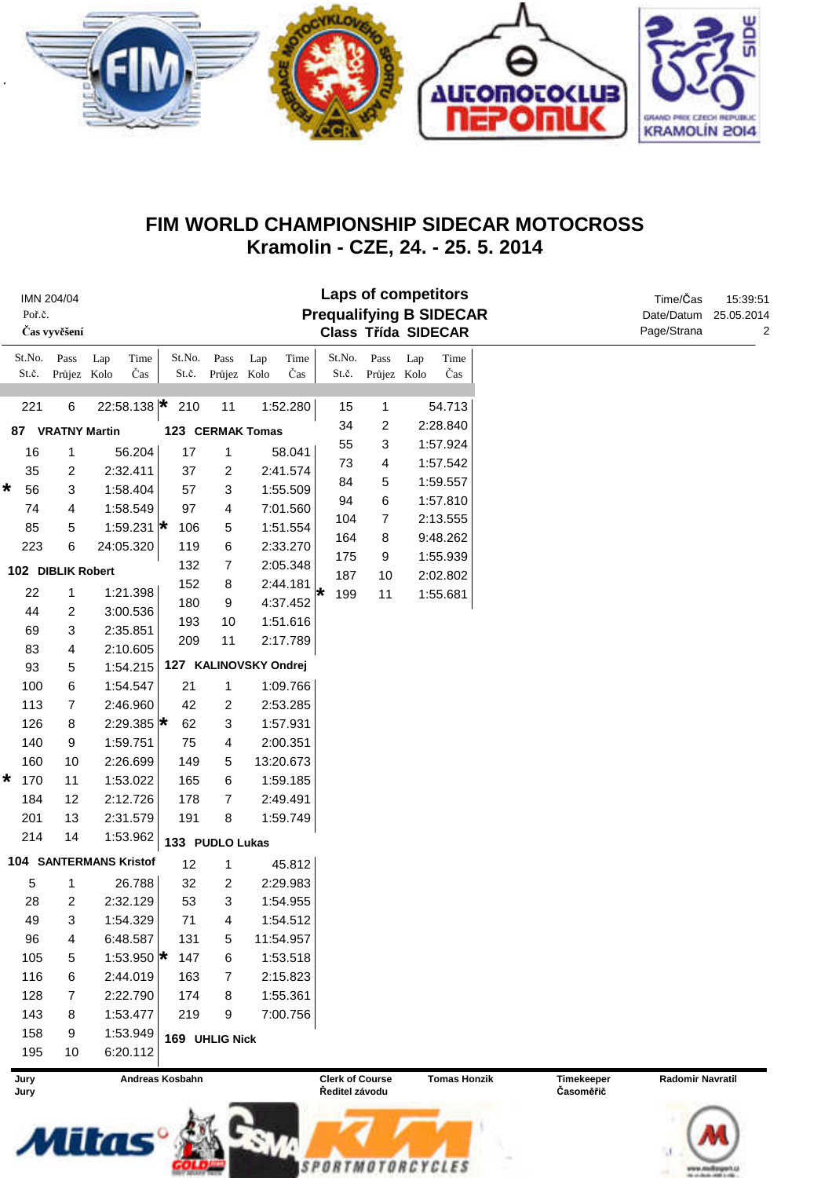# FIM WORLD CHAMPIONSHIP SIDECAR MOTOCROSS
## Kramolin - CZE, 24. - 25. 5. 2014

IMN 204/04
Poř.č.
Čas vyvěšení

**Laps of competitors**
**Prequalifying B SIDECAR**
**Class Třída SIDECAR**

Time/Čas 15:39:51
Date/Datum 25.05.2014
Page/Strana 2

| St.No. St.č. | Pass Průjez | Lap Kolo | Time Čas |
|---|---|---|---|
| 221 | 6 | | 22:58.138 |

**87 VRATNY Martin**

| St.No. St.č. | Pass Průjez | Lap Kolo | Time Čas |
|---|---|---|---|
| 16 | 1 | | 56.204 |
| 35 | 2 | | 2:32.411 |
| * 56 | 3 | | 1:58.404 |
| 74 | 4 | | 1:58.549 |
| 85 | 5 | | 1:59.231 |
| 223 | 6 | | 24:05.320 |

**102 DIBLIK Robert**

| St.No. St.č. | Pass Průjez | Lap Kolo | Time Čas |
|---|---|---|---|
| 22 | 1 | | 1:21.398 |
| 44 | 2 | | 3:00.536 |
| 69 | 3 | | 2:35.851 |
| 83 | 4 | | 2:10.605 |
| 93 | 5 | | 1:54.215 |
| 100 | 6 | | 1:54.547 |
| 113 | 7 | | 2:46.960 |
| 126 | 8 | | 2:29.385 |
| 140 | 9 | | 1:59.751 |
| 160 | 10 | | 2:26.699 |
| * 170 | 11 | | 1:53.022 |
| 184 | 12 | | 2:12.726 |
| 201 | 13 | | 2:31.579 |
| 214 | 14 | | 1:53.962 |

**104 SANTERMANS Kristof**

| St.No. St.č. | Pass Průjez | Lap Kolo | Time Čas |
|---|---|---|---|
| 5 | 1 | | 26.788 |
| 28 | 2 | | 2:32.129 |
| 49 | 3 | | 1:54.329 |
| 96 | 4 | | 6:48.587 |
| 105 | 5 | | 1:53.950 |
| 116 | 6 | | 2:44.019 |
| 128 | 7 | | 2:22.790 |
| 143 | 8 | | 1:53.477 |
| 158 | 9 | | 1:53.949 |
| 195 | 10 | | 6:20.112 |

| St.No. St.č. | Pass Průjez | Lap Kolo | Time Čas |
|---|---|---|---|
| * 210 | 11 | | 1:52.280 |

**123 CERMAK Tomas**

| St.No. St.č. | Pass Průjez | Lap Kolo | Time Čas |
|---|---|---|---|
| 17 | 1 | | 58.041 |
| 37 | 2 | | 2:41.574 |
| 57 | 3 | | 1:55.509 |
| 97 | 4 | | 7:01.560 |
| * 106 | 5 | | 1:51.554 |
| 119 | 6 | | 2:33.270 |
| 132 | 7 | | 2:05.348 |
| 152 | 8 | | 2:44.181 |
| 180 | 9 | | 4:37.452 |
| 193 | 10 | | 1:51.616 |
| 209 | 11 | | 2:17.789 |

**127 KALINOVSKY Ondrej**

| St.No. St.č. | Pass Průjez | Lap Kolo | Time Čas |
|---|---|---|---|
| 21 | 1 | | 1:09.766 |
| 42 | 2 | | 2:53.285 |
| * 62 | 3 | | 1:57.931 |
| 75 | 4 | | 2:00.351 |
| 149 | 5 | | 13:20.673 |
| 165 | 6 | | 1:59.185 |
| 178 | 7 | | 2:49.491 |
| 191 | 8 | | 1:59.749 |

**133 PUDLO Lukas**

| St.No. St.č. | Pass Průjez | Lap Kolo | Time Čas |
|---|---|---|---|
| 12 | 1 | | 45.812 |
| 32 | 2 | | 2:29.983 |
| 53 | 3 | | 1:54.955 |
| 71 | 4 | | 1:54.512 |
| 131 | 5 | | 11:54.957 |
| * 147 | 6 | | 1:53.518 |
| 163 | 7 | | 2:15.823 |
| 174 | 8 | | 1:55.361 |
| 219 | 9 | | 7:00.756 |

**169 UHLIG Nick**

| St.No. St.č. | Pass Průjez | Lap Kolo | Time Čas |
|---|---|---|---|
| 15 | 1 | | 54.713 |
| 34 | 2 | | 2:28.840 |
| 55 | 3 | | 1:57.924 |
| 73 | 4 | | 1:57.542 |
| 84 | 5 | | 1:59.557 |
| 94 | 6 | | 1:57.810 |
| 104 | 7 | | 2:13.555 |
| 164 | 8 | | 9:48.262 |
| 175 | 9 | | 1:55.939 |
| 187 | 10 | | 2:02.802 |
| * 199 | 11 | | 1:55.681 |

Jury / Jury: Andreas Kosbahn
Clerk of Course / Ředitel závodu: Tomas Honzik
Timekeeper / Časoměřič: Radomir Navratil